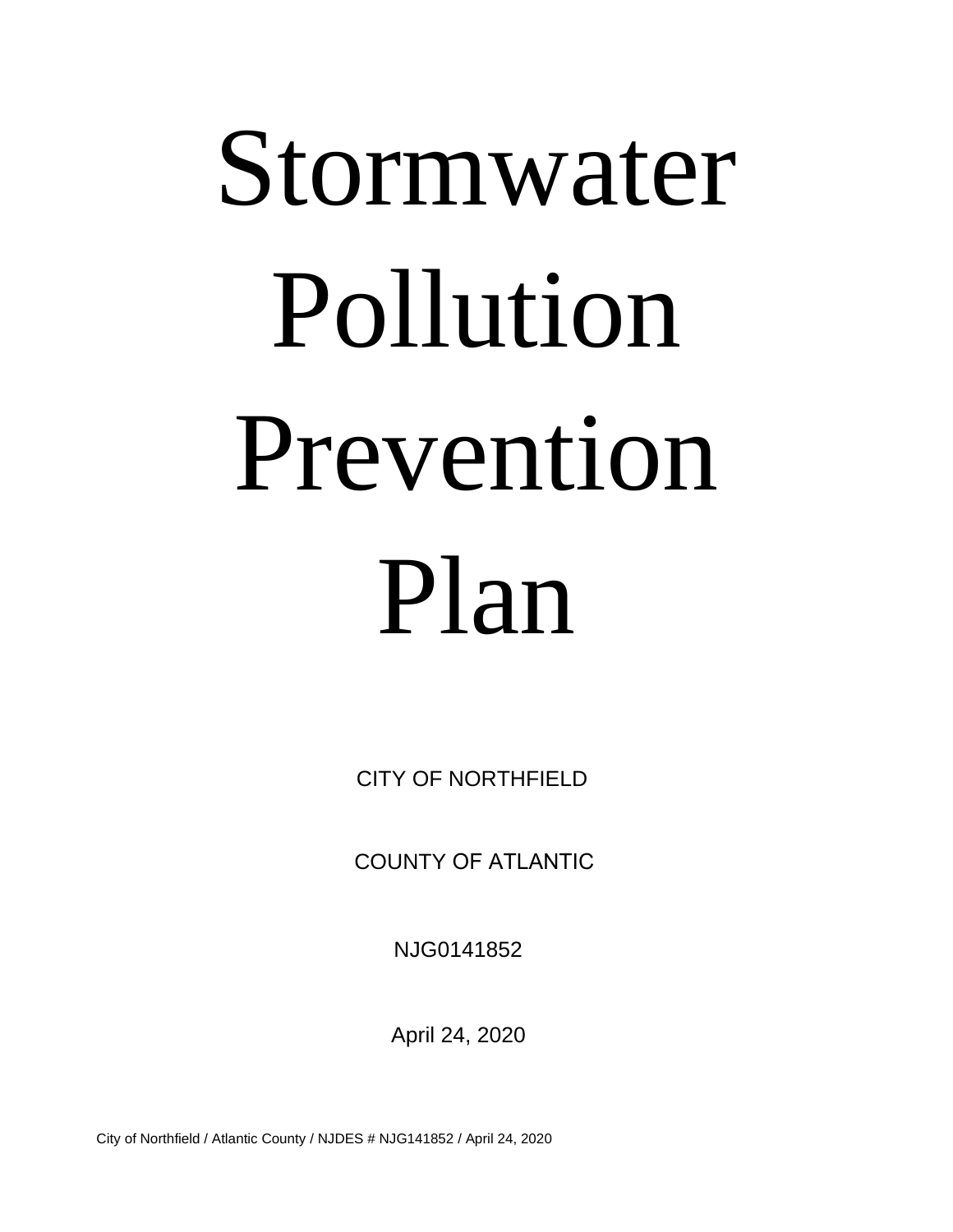# Stormwater Pollution Prevention Plan

CITY OF NORTHFIELD

COUNTY OF ATLANTIC

NJG0141852

April 24, 2020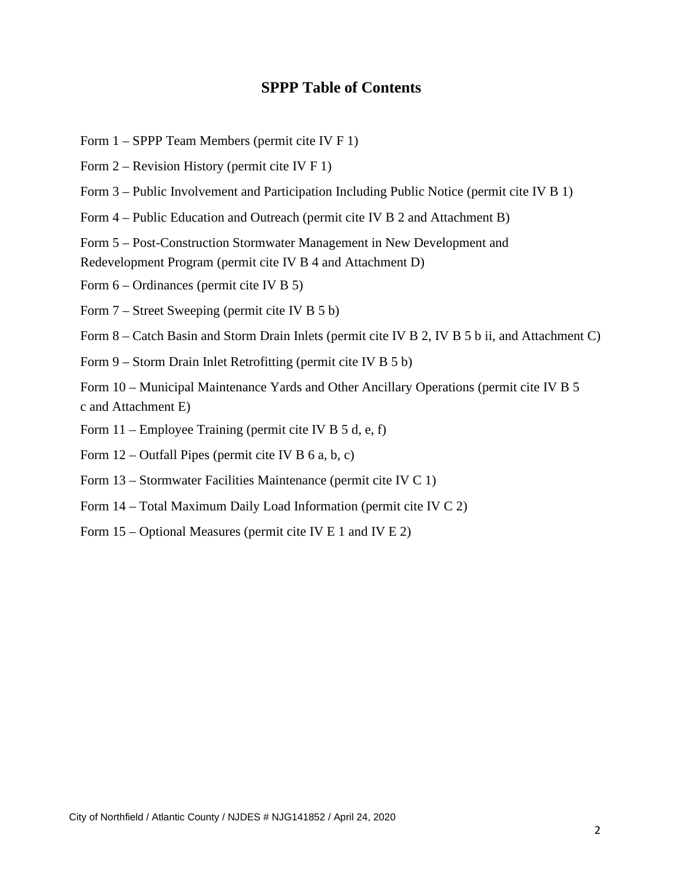## SPPP Table of Contents

Form 1 – SPPP Team Members (permit cite IV F 1)

Form 2 – Revision History (permit cite IV F 1)

Form 3 – Public Involvement and Participation Including Public Notice (permit cite IV B 1)

Form 4 – Public Education and Outreach (permit cite IV B 2 and Attachment B)

Form 5 – Post-Construction Stormwater Management in New Development and Redevelopment Program (permit cite IV B 4 and Attachment D)

Form 6 – Ordinances (permit cite IV B 5)

Form 7 – Street Sweeping (permit cite IV B 5 b)

Form 8 – Catch Basin and Storm Drain Inlets (permit cite IV B 2, IV B 5 b ii, and Attachment C)

Form 9 – Storm Drain Inlet Retrofitting (permit cite IV B 5 b)

Form 10 – Municipal Maintenance Yards and Other Ancillary Operations (permit cite IV B 5 c and Attachment E)

Form 11 – Employee Training (permit cite IV B 5 d, e, f)

Form 12 – Outfall Pipes (permit cite IV B 6 a, b, c)

Form 13 – Stormwater Facilities Maintenance (permit cite IV C 1)

Form 14 – Total Maximum Daily Load Information (permit cite IV C 2)

Form 15 – Optional Measures (permit cite IV E 1 and IV E 2)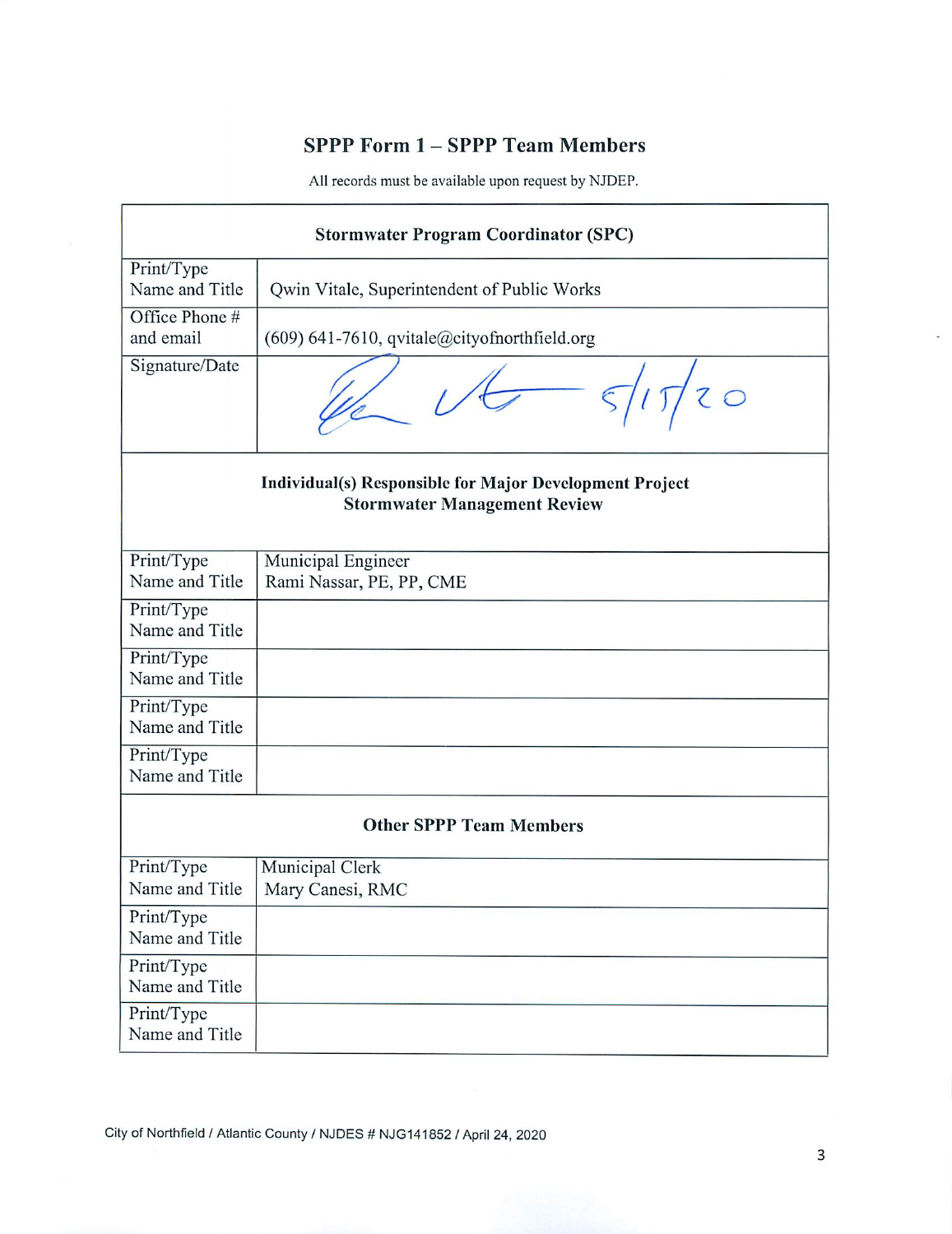# SPPP Form 1 – SPPP Team Members

All records must be available upon request by NJDEP.

| Stormwater Program Coordinator (SPC) | |
|---|---|
| Print/Type Name and Title | Qwin Vitale, Superintendent of Public Works |
| Office Phone # and email | (609) 641-7610, qvitale@cityofnorthfield.org |
| Signature/Date | 5/15/20 |
| **Individual(s) Responsible for Major Development Project Stormwater Management Review** | |
| Print/Type Name and Title | Municipal Engineer Rami Nassar, PE, PP, CME |
| Print/Type Name and Title | |
| Print/Type Name and Title | |
| Print/Type Name and Title | |
| Print/Type Name and Title | |
| **Other SPPP Team Members** | |
| Print/Type Name and Title | Municipal Clerk Mary Canesi, RMC |
| Print/Type Name and Title | |
| Print/Type Name and Title | |
| Print/Type Name and Title | |

City of Northfield / Atlantic County / NJDES # NJG141852 / April 24, 2020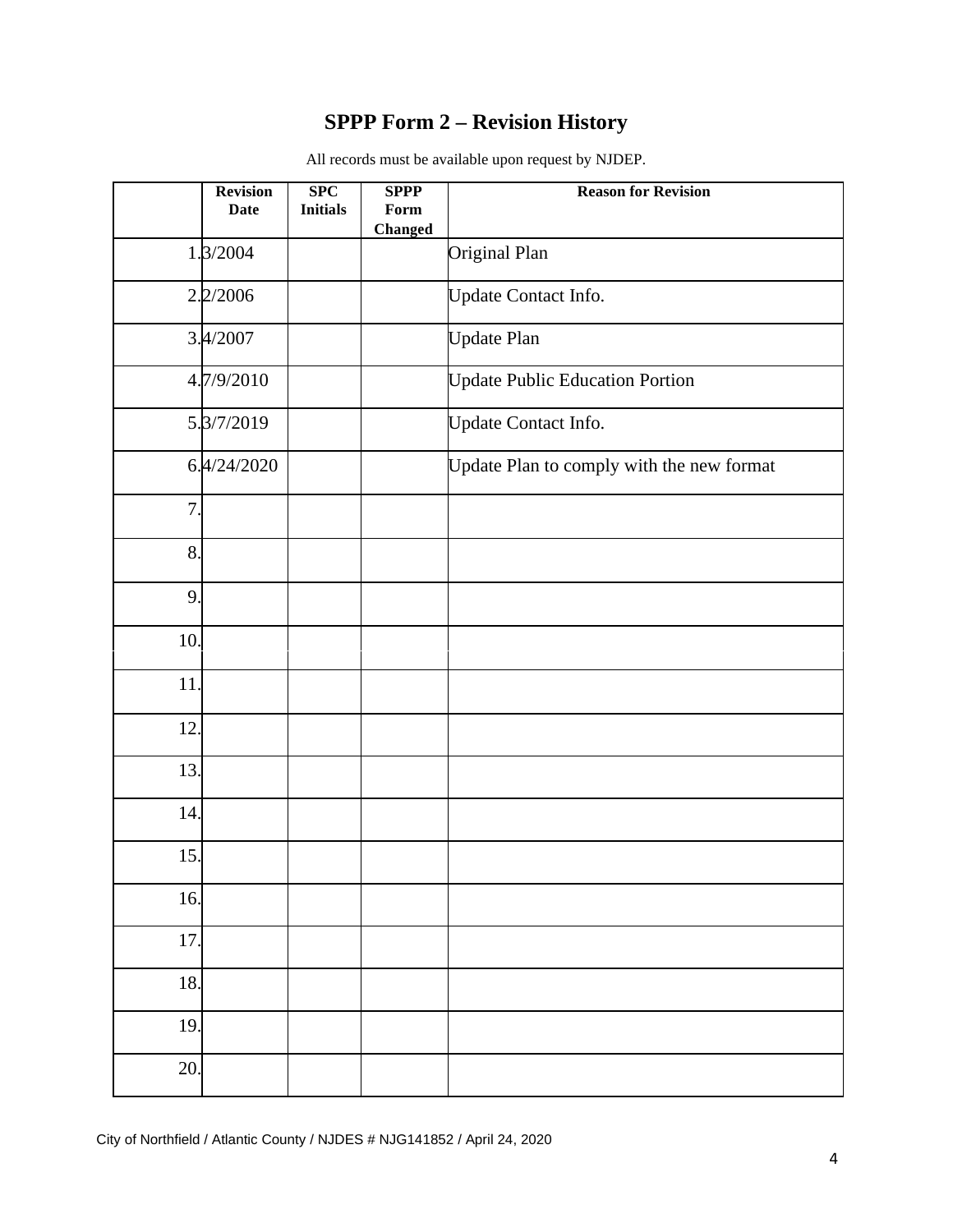# SPPP Form 2 – Revision History

All records must be available upon request by NJDEP.

| | Revision Date | SPC Initials | SPPP Form Changed | Reason for Revision |
|---|---|---|---|---|
| 1. | 3/2004 | | | Original Plan |
| 2. | 2/2006 | | | Update Contact Info. |
| 3. | 4/2007 | | | Update Plan |
| 4. | 7/9/2010 | | | Update Public Education Portion |
| 5. | 3/7/2019 | | | Update Contact Info. |
| 6. | 4/24/2020 | | | Update Plan to comply with the new format |
| 7. | | | | |
| 8. | | | | |
| 9. | | | | |
| 10. | | | | |
| 11. | | | | |
| 12. | | | | |
| 13. | | | | |
| 14. | | | | |
| 15. | | | | |
| 16. | | | | |
| 17. | | | | |
| 18. | | | | |
| 19. | | | | |
| 20. | | | | |

City of Northfield / Atlantic County / NJDES # NJG141852 / April 24, 2020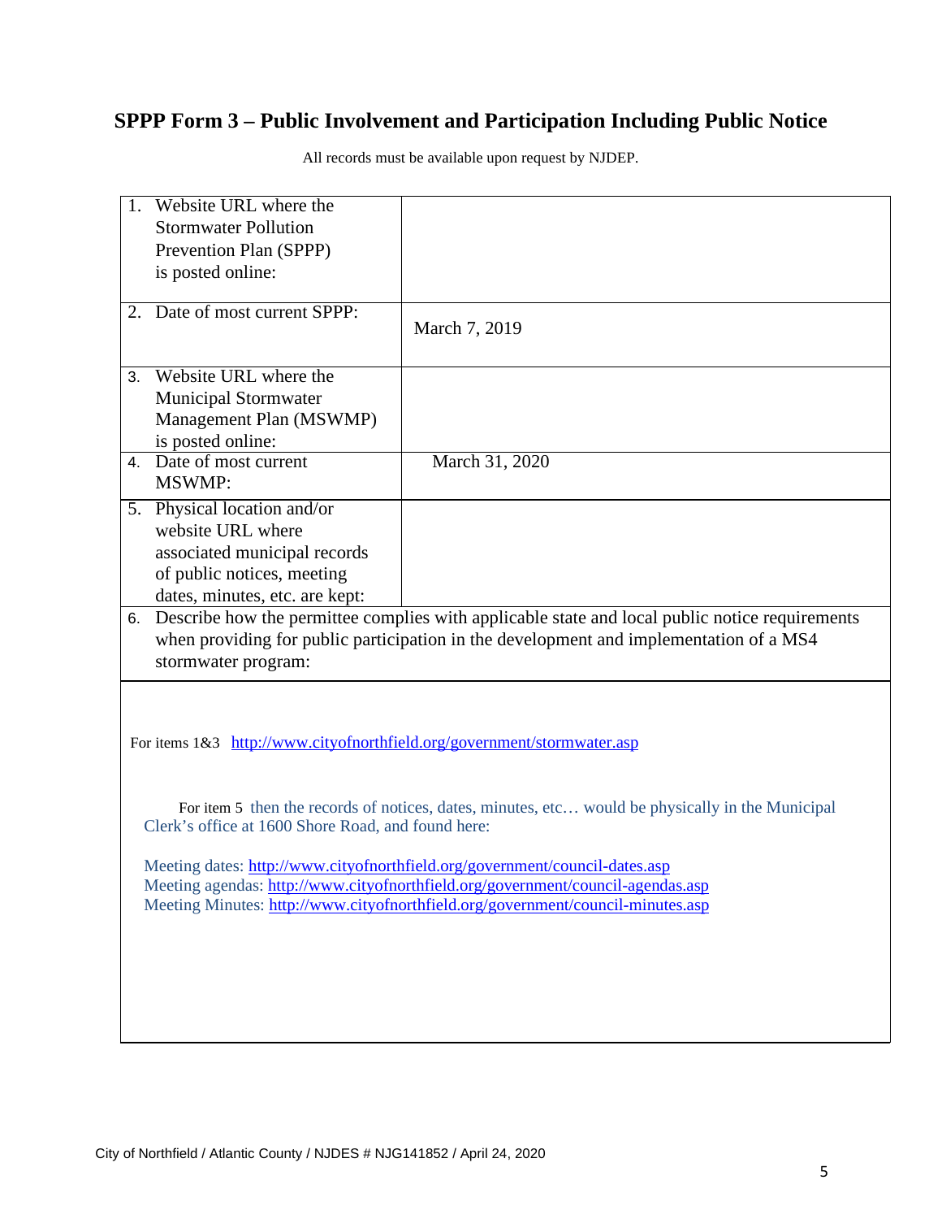## SPPP Form 3 – Public Involvement and Participation Including Public Notice

All records must be available upon request by NJDEP.

| | |
|---|---|
| 1. Website URL where the Stormwater Pollution Prevention Plan (SPPP) is posted online: | |
| 2. Date of most current SPPP: | March 7, 2019 |
| 3. Website URL where the Municipal Stormwater Management Plan (MSWMP) is posted online: | |
| 4. Date of most current MSWMP: | March 31, 2020 |
| 5. Physical location and/or website URL where associated municipal records of public notices, meeting dates, minutes, etc. are kept: | |

6. Describe how the permittee complies with applicable state and local public notice requirements when providing for public participation in the development and implementation of a MS4 stormwater program:

For items 1&3 http://www.cityofnorthfield.org/government/stormwater.asp

For item 5 then the records of notices, dates, minutes, etc… would be physically in the Municipal Clerk's office at 1600 Shore Road, and found here:

Meeting dates: http://www.cityofnorthfield.org/government/council-dates.asp
Meeting agendas: http://www.cityofnorthfield.org/government/council-agendas.asp
Meeting Minutes: http://www.cityofnorthfield.org/government/council-minutes.asp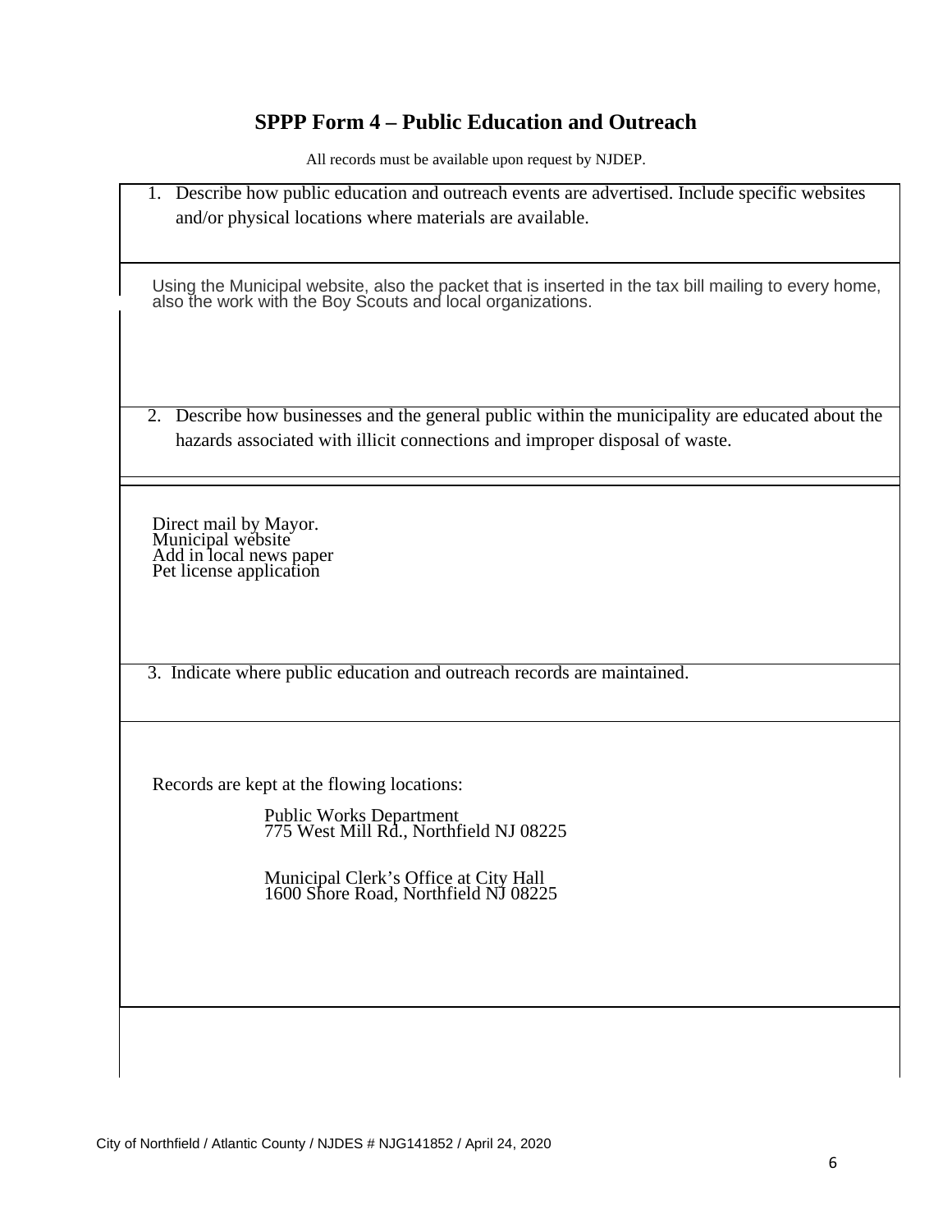# SPPP Form 4 – Public Education and Outreach

All records must be available upon request by NJDEP.

1. Describe how public education and outreach events are advertised. Include specific websites and/or physical locations where materials are available.

Using the Municipal website, also the packet that is inserted in the tax bill mailing to every home, also the work with the Boy Scouts and local organizations.

2. Describe how businesses and the general public within the municipality are educated about the hazards associated with illicit connections and improper disposal of waste.

Direct mail by Mayor.
Municipal website
Add in local news paper
Pet license application

3. Indicate where public education and outreach records are maintained.

Records are kept at the flowing locations:

Public Works Department
775 West Mill Rd., Northfield NJ 08225

Municipal Clerk's Office at City Hall
1600 Shore Road, Northfield NJ 08225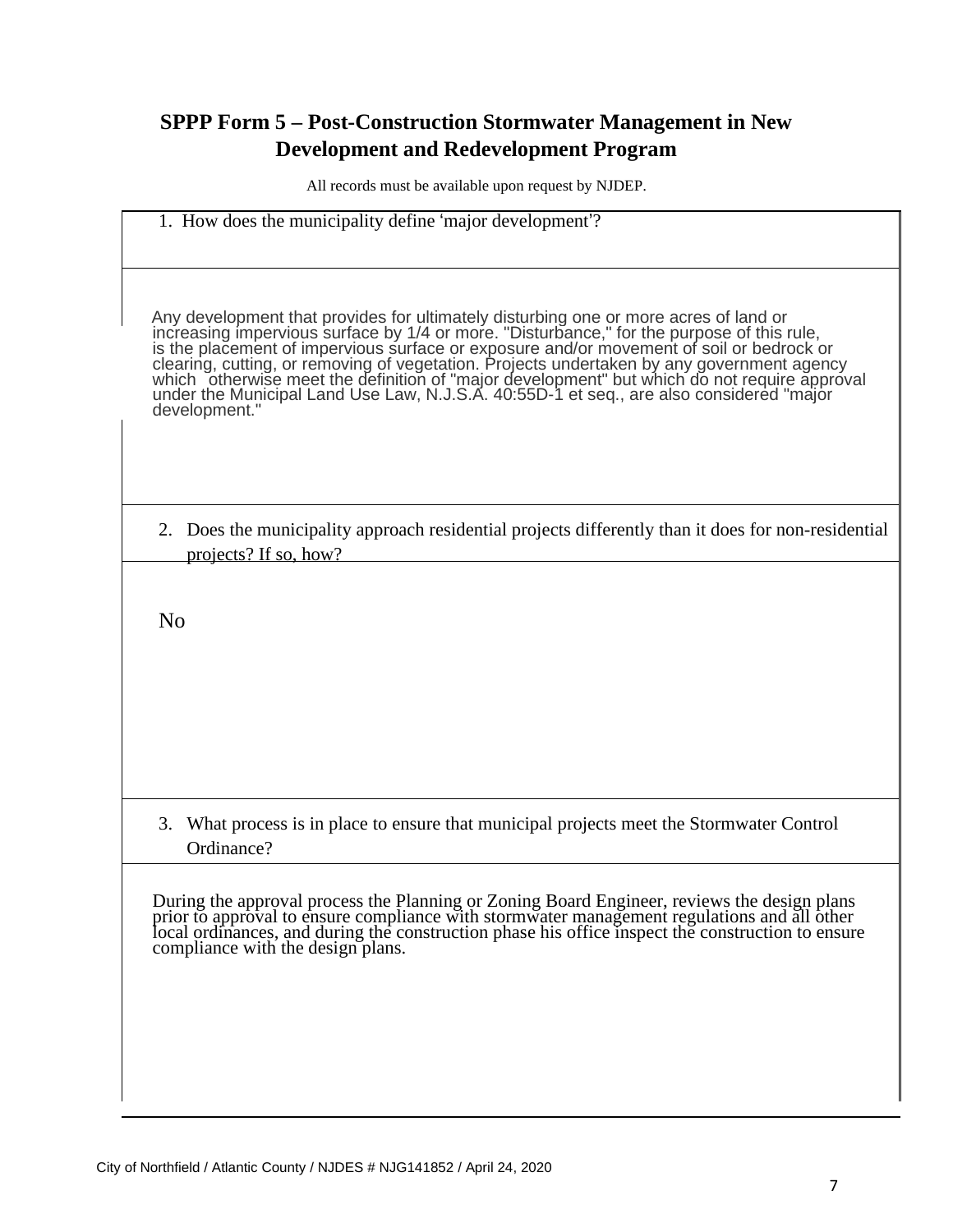## SPPP Form 5 – Post-Construction Stormwater Management in New Development and Redevelopment Program

All records must be available upon request by NJDEP.

1. How does the municipality define 'major development'?

Any development that provides for ultimately disturbing one or more acres of land or increasing impervious surface by 1/4 or more. "Disturbance," for the purpose of this rule, is the placement of impervious surface or exposure and/or movement of soil or bedrock or clearing, cutting, or removing of vegetation. Projects undertaken by any government agency which otherwise meet the definition of "major development" but which do not require approval under the Municipal Land Use Law, N.J.S.A. 40:55D-1 et seq., are also considered "major development."

2. Does the municipality approach residential projects differently than it does for non-residential projects? If so, how?

No

3. What process is in place to ensure that municipal projects meet the Stormwater Control Ordinance?

During the approval process the Planning or Zoning Board Engineer, reviews the design plans prior to approval to ensure compliance with stormwater management regulations and all other local ordinances, and during the construction phase his office inspect the construction to ensure compliance with the design plans.

City of Northfield / Atlantic County / NJDES # NJG141852 / April 24, 2020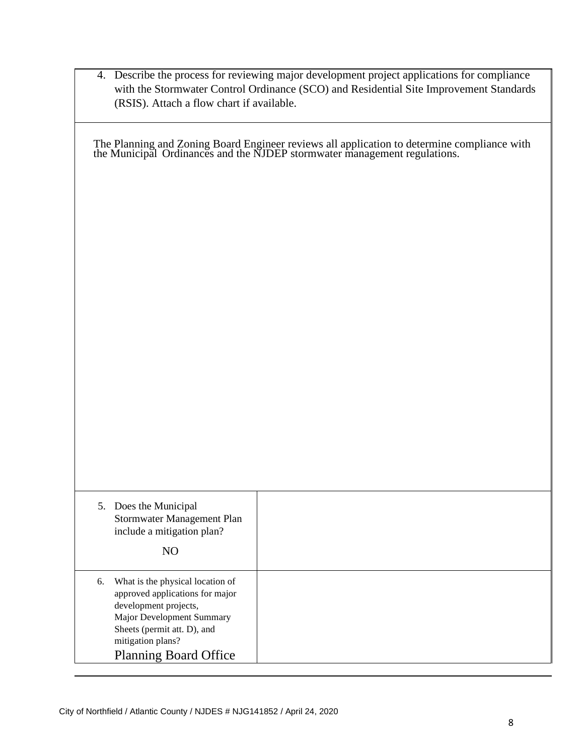4. Describe the process for reviewing major development project applications for compliance with the Stormwater Control Ordinance (SCO) and Residential Site Improvement Standards (RSIS). Attach a flow chart if available.

The Planning and Zoning Board Engineer reviews all application to determine compliance with the Municipal Ordinances and the NJDEP stormwater management regulations.

| | |
|---|---|
| 5. Does the Municipal Stormwater Management Plan include a mitigation plan?<br><br>NO | |
| 6. What is the physical location of approved applications for major development projects, Major Development Summary Sheets (permit att. D), and mitigation plans?<br>Planning Board Office | |

City of Northfield / Atlantic County / NJDES # NJG141852 / April 24, 2020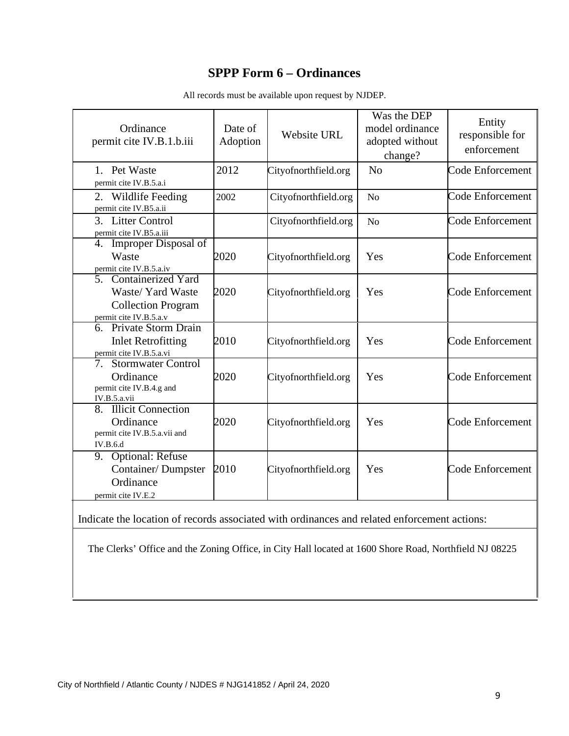# SPPP Form 6 – Ordinances

All records must be available upon request by NJDEP.

| Ordinance permit cite IV.B.1.b.iii | Date of Adoption | Website URL | Was the DEP model ordinance adopted without change? | Entity responsible for enforcement |
|---|---|---|---|---|
| 1. Pet Waste permit cite IV.B.5.a.i | 2012 | Cityofnorthfield.org | No | Code Enforcement |
| 2. Wildlife Feeding permit cite IV.B5.a.ii | 2002 | Cityofnorthfield.org | No | Code Enforcement |
| 3. Litter Control permit cite IV.B5.a.iii | | Cityofnorthfield.org | No | Code Enforcement |
| 4. Improper Disposal of Waste permit cite IV.B.5.a.iv | 2020 | Cityofnorthfield.org | Yes | Code Enforcement |
| 5. Containerized Yard Waste/ Yard Waste Collection Program permit cite IV.B.5.a.v | 2020 | Cityofnorthfield.org | Yes | Code Enforcement |
| 6. Private Storm Drain Inlet Retrofitting permit cite IV.B.5.a.vi | 2010 | Cityofnorthfield.org | Yes | Code Enforcement |
| 7. Stormwater Control Ordinance permit cite IV.B.4.g and IV.B.5.a.vii | 2020 | Cityofnorthfield.org | Yes | Code Enforcement |
| 8. Illicit Connection Ordinance permit cite IV.B.5.a.vii and IV.B.6.d | 2020 | Cityofnorthfield.org | Yes | Code Enforcement |
| 9. Optional: Refuse Container/ Dumpster Ordinance permit cite IV.E.2 | 2010 | Cityofnorthfield.org | Yes | Code Enforcement |

Indicate the location of records associated with ordinances and related enforcement actions:

The Clerks' Office and the Zoning Office, in City Hall located at 1600 Shore Road, Northfield NJ 08225

City of Northfield / Atlantic County / NJDES # NJG141852 / April 24, 2020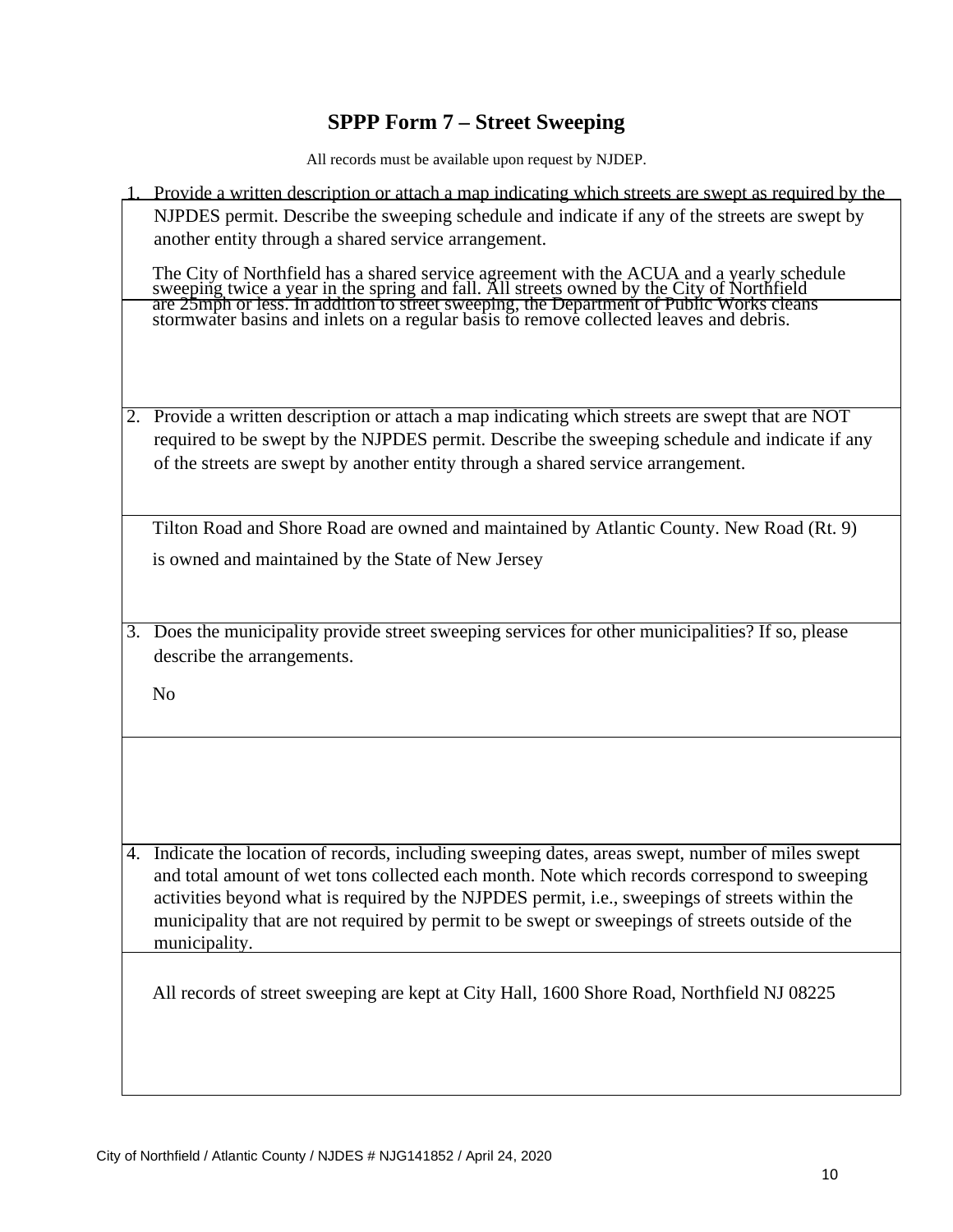# SPPP Form 7 – Street Sweeping

All records must be available upon request by NJDEP.

1. Provide a written description or attach a map indicating which streets are swept as required by the NJPDES permit. Describe the sweeping schedule and indicate if any of the streets are swept by another entity through a shared service arrangement.

   The City of Northfield has a shared service agreement with the ACUA and a yearly schedule sweeping twice a year in the spring and fall. All streets owned by the City of Northfield are 25mph or less. In addition to street sweeping, the Department of Public Works cleans stormwater basins and inlets on a regular basis to remove collected leaves and debris.

2. Provide a written description or attach a map indicating which streets are swept that are NOT required to be swept by the NJPDES permit. Describe the sweeping schedule and indicate if any of the streets are swept by another entity through a shared service arrangement.

   Tilton Road and Shore Road are owned and maintained by Atlantic County. New Road (Rt. 9) is owned and maintained by the State of New Jersey

3. Does the municipality provide street sweeping services for other municipalities? If so, please describe the arrangements.

   No

4. Indicate the location of records, including sweeping dates, areas swept, number of miles swept and total amount of wet tons collected each month. Note which records correspond to sweeping activities beyond what is required by the NJPDES permit, i.e., sweepings of streets within the municipality that are not required by permit to be swept or sweepings of streets outside of the municipality.

   All records of street sweeping are kept at City Hall, 1600 Shore Road, Northfield NJ 08225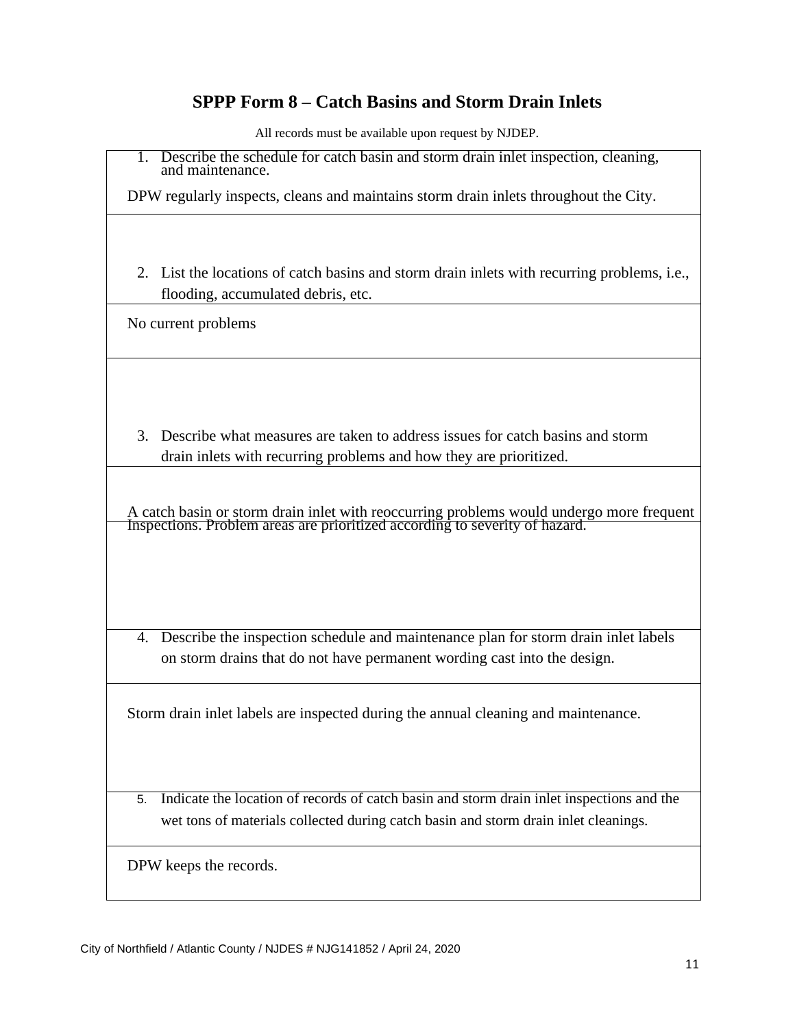# SPPP Form 8 – Catch Basins and Storm Drain Inlets

All records must be available upon request by NJDEP.

1. Describe the schedule for catch basin and storm drain inlet inspection, cleaning, and maintenance.

DPW regularly inspects, cleans and maintains storm drain inlets throughout the City.

2. List the locations of catch basins and storm drain inlets with recurring problems, i.e., flooding, accumulated debris, etc.

No current problems

3. Describe what measures are taken to address issues for catch basins and storm drain inlets with recurring problems and how they are prioritized.

A catch basin or storm drain inlet with reoccurring problems would undergo more frequent Inspections. Problem areas are prioritized according to severity of hazard.

4. Describe the inspection schedule and maintenance plan for storm drain inlet labels on storm drains that do not have permanent wording cast into the design.

Storm drain inlet labels are inspected during the annual cleaning and maintenance.

5. Indicate the location of records of catch basin and storm drain inlet inspections and the wet tons of materials collected during catch basin and storm drain inlet cleanings.

DPW keeps the records.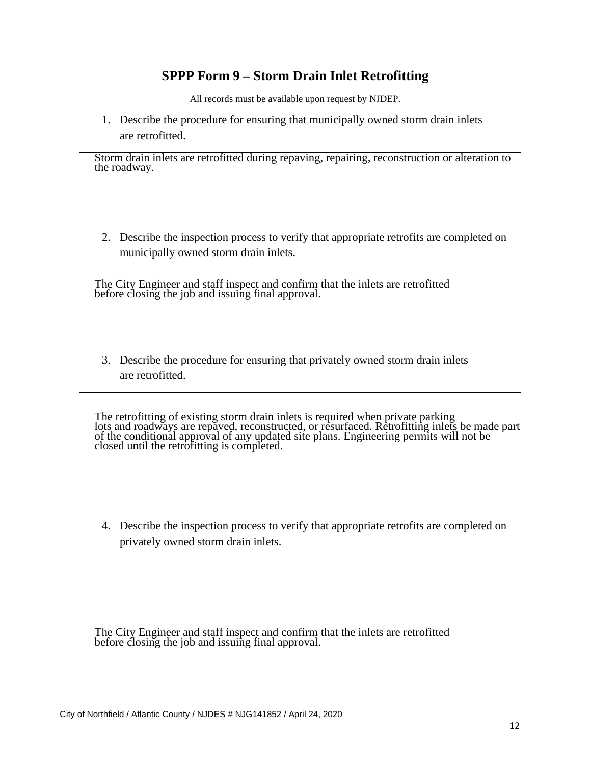## SPPP Form 9 – Storm Drain Inlet Retrofitting

All records must be available upon request by NJDEP.

1. Describe the procedure for ensuring that municipally owned storm drain inlets are retrofitted.

Storm drain inlets are retrofitted during repaving, repairing, reconstruction or alteration to the roadway.

2. Describe the inspection process to verify that appropriate retrofits are completed on municipally owned storm drain inlets.

The City Engineer and staff inspect and confirm that the inlets are retrofitted before closing the job and issuing final approval.

3. Describe the procedure for ensuring that privately owned storm drain inlets are retrofitted.

The retrofitting of existing storm drain inlets is required when private parking lots and roadways are repaved, reconstructed, or resurfaced. Retrofitting inlets be made part of the conditional approval of any updated site plans. Engineering permits will not be closed until the retrofitting is completed.

4. Describe the inspection process to verify that appropriate retrofits are completed on privately owned storm drain inlets.

The City Engineer and staff inspect and confirm that the inlets are retrofitted before closing the job and issuing final approval.

City of Northfield / Atlantic County / NJDES # NJG141852 / April 24, 2020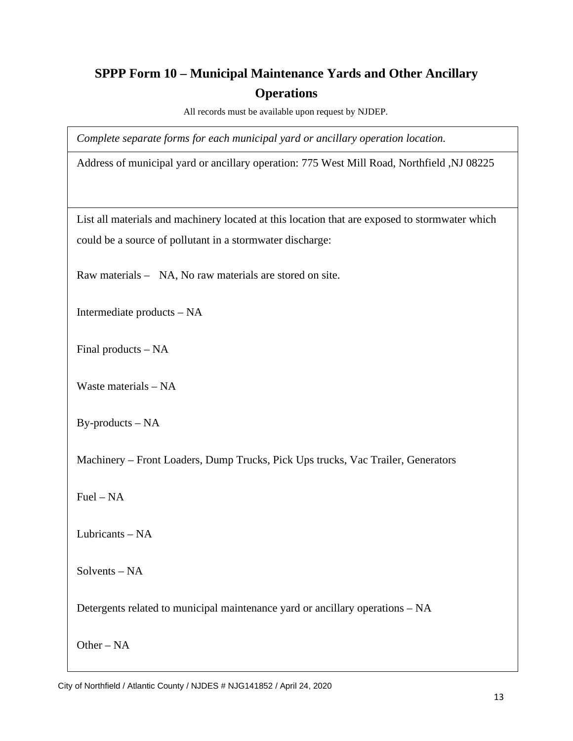# SPPP Form 10 – Municipal Maintenance Yards and Other Ancillary Operations

All records must be available upon request by NJDEP.

*Complete separate forms for each municipal yard or ancillary operation location.*

Address of municipal yard or ancillary operation: 775 West Mill Road, Northfield ,NJ 08225

List all materials and machinery located at this location that are exposed to stormwater which could be a source of pollutant in a stormwater discharge:

Raw materials – NA, No raw materials are stored on site.

Intermediate products – NA

Final products – NA

Waste materials – NA

By-products – NA

Machinery – Front Loaders, Dump Trucks, Pick Ups trucks, Vac Trailer, Generators

Fuel – NA

Lubricants – NA

Solvents – NA

Detergents related to municipal maintenance yard or ancillary operations – NA

Other – NA

City of Northfield / Atlantic County / NJDES # NJG141852 / April 24, 2020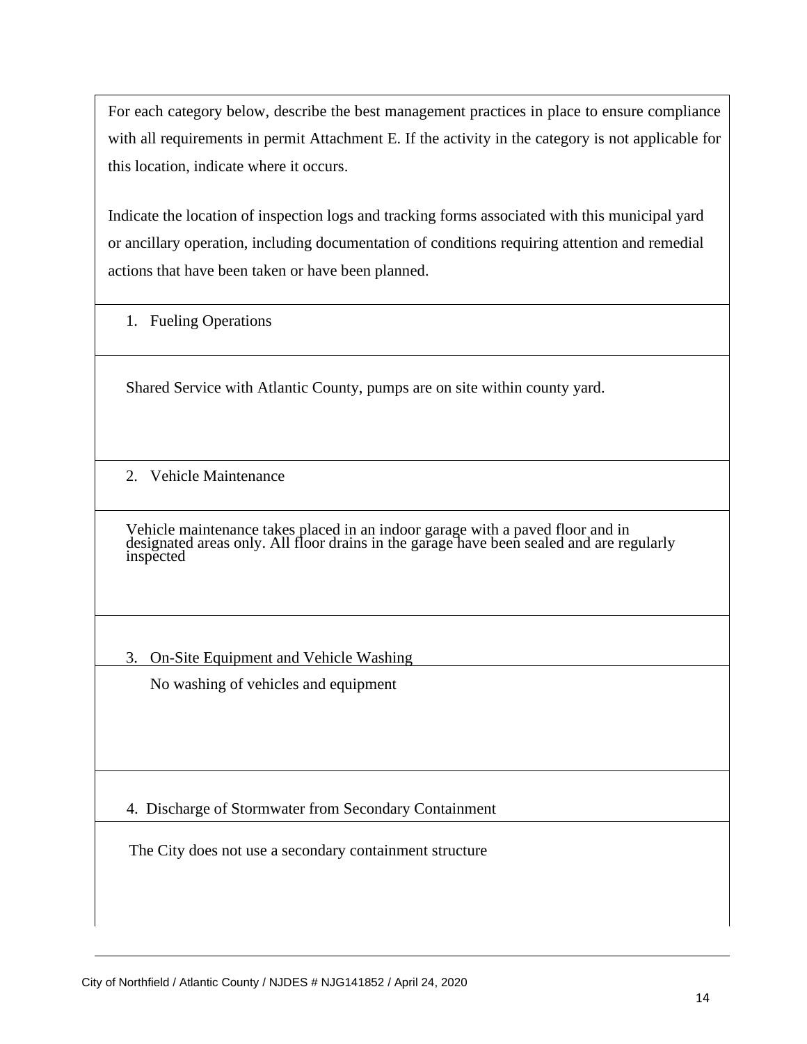For each category below, describe the best management practices in place to ensure compliance with all requirements in permit Attachment E. If the activity in the category is not applicable for this location, indicate where it occurs.

Indicate the location of inspection logs and tracking forms associated with this municipal yard or ancillary operation, including documentation of conditions requiring attention and remedial actions that have been taken or have been planned.

1. Fueling Operations

Shared Service with Atlantic County, pumps are on site within county yard.

2. Vehicle Maintenance

Vehicle maintenance takes placed in an indoor garage with a paved floor and in designated areas only. All floor drains in the garage have been sealed and are regularly inspected

3. On-Site Equipment and Vehicle Washing

No washing of vehicles and equipment

4. Discharge of Stormwater from Secondary Containment

The City does not use a secondary containment structure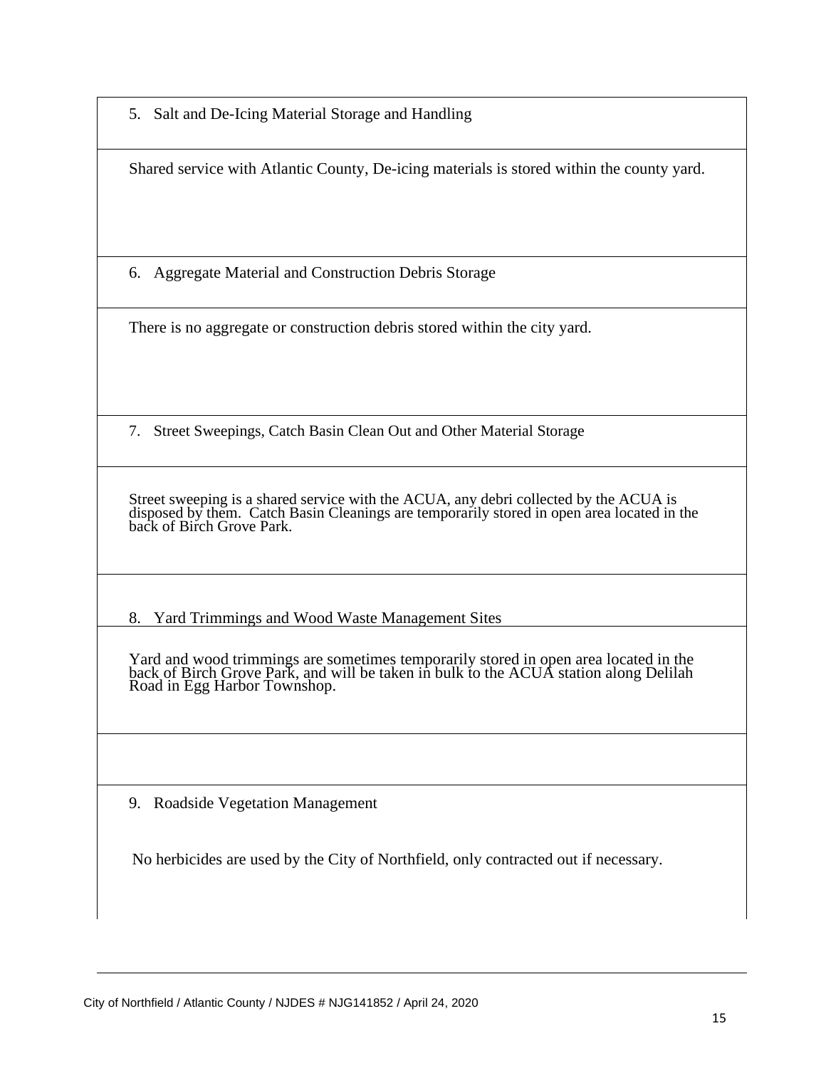5. Salt and De-Icing Material Storage and Handling

Shared service with Atlantic County, De-icing materials is stored within the county yard.

6. Aggregate Material and Construction Debris Storage

There is no aggregate or construction debris stored within the city yard.

7. Street Sweepings, Catch Basin Clean Out and Other Material Storage

Street sweeping is a shared service with the ACUA, any debri collected by the ACUA is disposed by them. Catch Basin Cleanings are temporarily stored in open area located in the back of Birch Grove Park.

8. Yard Trimmings and Wood Waste Management Sites

Yard and wood trimmings are sometimes temporarily stored in open area located in the back of Birch Grove Park, and will be taken in bulk to the ACUA station along Delilah Road in Egg Harbor Townshop.

9. Roadside Vegetation Management

No herbicides are used by the City of Northfield, only contracted out if necessary.

City of Northfield / Atlantic County / NJDES # NJG141852 / April 24, 2020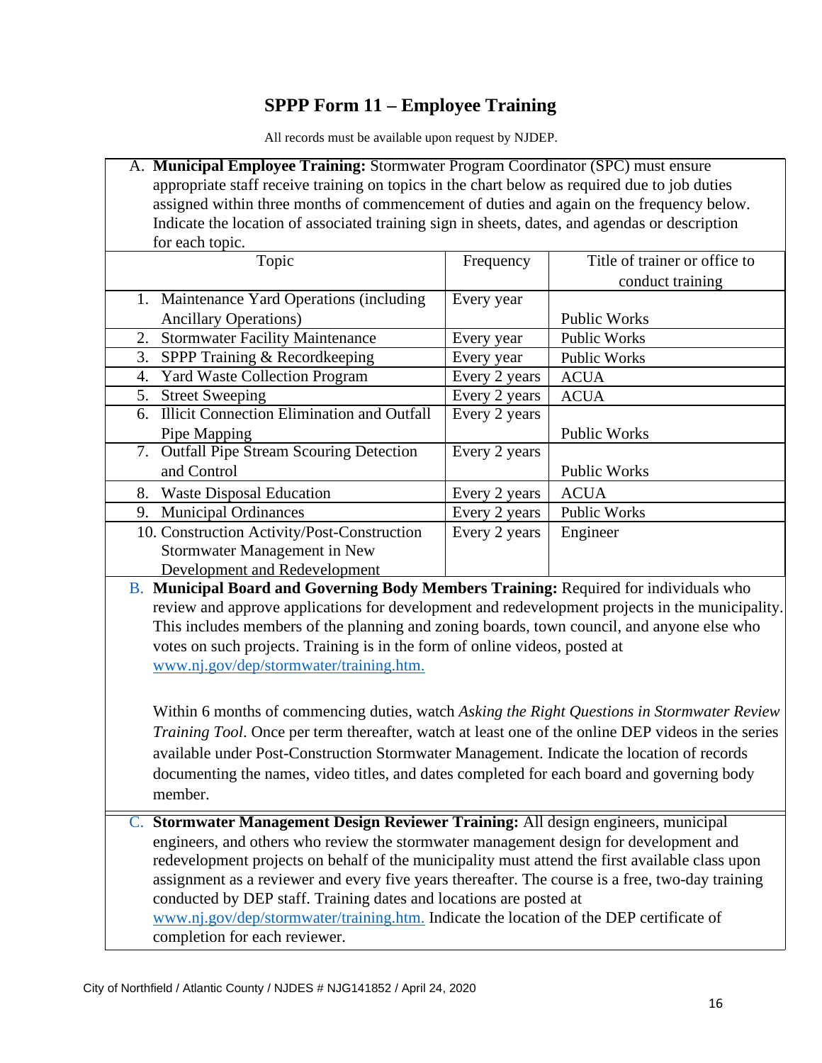# SPPP Form 11 – Employee Training

All records must be available upon request by NJDEP.

A. **Municipal Employee Training:** Stormwater Program Coordinator (SPC) must ensure appropriate staff receive training on topics in the chart below as required due to job duties assigned within three months of commencement of duties and again on the frequency below. Indicate the location of associated training sign in sheets, dates, and agendas or description for each topic.

| Topic | Frequency | Title of trainer or office to conduct training |
|---|---|---|
| 1. Maintenance Yard Operations (including Ancillary Operations) | Every year | Public Works |
| 2. Stormwater Facility Maintenance | Every year | Public Works |
| 3. SPPP Training & Recordkeeping | Every year | Public Works |
| 4. Yard Waste Collection Program | Every 2 years | ACUA |
| 5. Street Sweeping | Every 2 years | ACUA |
| 6. Illicit Connection Elimination and Outfall Pipe Mapping | Every 2 years | Public Works |
| 7. Outfall Pipe Stream Scouring Detection and Control | Every 2 years | Public Works |
| 8. Waste Disposal Education | Every 2 years | ACUA |
| 9. Municipal Ordinances | Every 2 years | Public Works |
| 10. Construction Activity/Post-Construction Stormwater Management in New Development and Redevelopment | Every 2 years | Engineer |

B. **Municipal Board and Governing Body Members Training:** Required for individuals who review and approve applications for development and redevelopment projects in the municipality. This includes members of the planning and zoning boards, town council, and anyone else who votes on such projects. Training is in the form of online videos, posted at www.nj.gov/dep/stormwater/training.htm.

Within 6 months of commencing duties, watch *Asking the Right Questions in Stormwater Review Training Tool*. Once per term thereafter, watch at least one of the online DEP videos in the series available under Post-Construction Stormwater Management. Indicate the location of records documenting the names, video titles, and dates completed for each board and governing body member.

C. **Stormwater Management Design Reviewer Training:** All design engineers, municipal engineers, and others who review the stormwater management design for development and redevelopment projects on behalf of the municipality must attend the first available class upon assignment as a reviewer and every five years thereafter. The course is a free, two-day training conducted by DEP staff. Training dates and locations are posted at www.nj.gov/dep/stormwater/training.htm. Indicate the location of the DEP certificate of completion for each reviewer.

City of Northfield / Atlantic County / NJDES # NJG141852 / April 24, 2020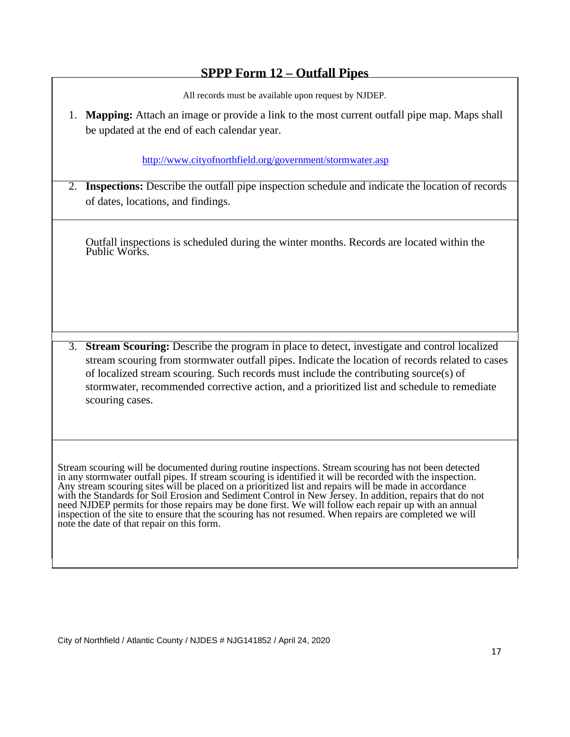## SPPP Form 12 – Outfall Pipes

All records must be available upon request by NJDEP.

1. **Mapping:** Attach an image or provide a link to the most current outfall pipe map. Maps shall be updated at the end of each calendar year.

   http://www.cityofnorthfield.org/government/stormwater.asp

2. **Inspections:** Describe the outfall pipe inspection schedule and indicate the location of records of dates, locations, and findings.

   Outfall inspections is scheduled during the winter months. Records are located within the Public Works.

3. **Stream Scouring:** Describe the program in place to detect, investigate and control localized stream scouring from stormwater outfall pipes. Indicate the location of records related to cases of localized stream scouring. Such records must include the contributing source(s) of stormwater, recommended corrective action, and a prioritized list and schedule to remediate scouring cases.

Stream scouring will be documented during routine inspections. Stream scouring has not been detected in any stormwater outfall pipes. If stream scouring is identified it will be recorded with the inspection. Any stream scouring sites will be placed on a prioritized list and repairs will be made in accordance with the Standards for Soil Erosion and Sediment Control in New Jersey. In addition, repairs that do not need NJDEP permits for those repairs may be done first. We will follow each repair up with an annual inspection of the site to ensure that the scouring has not resumed. When repairs are completed we will note the date of that repair on this form.

City of Northfield / Atlantic County / NJDES # NJG141852 / April 24, 2020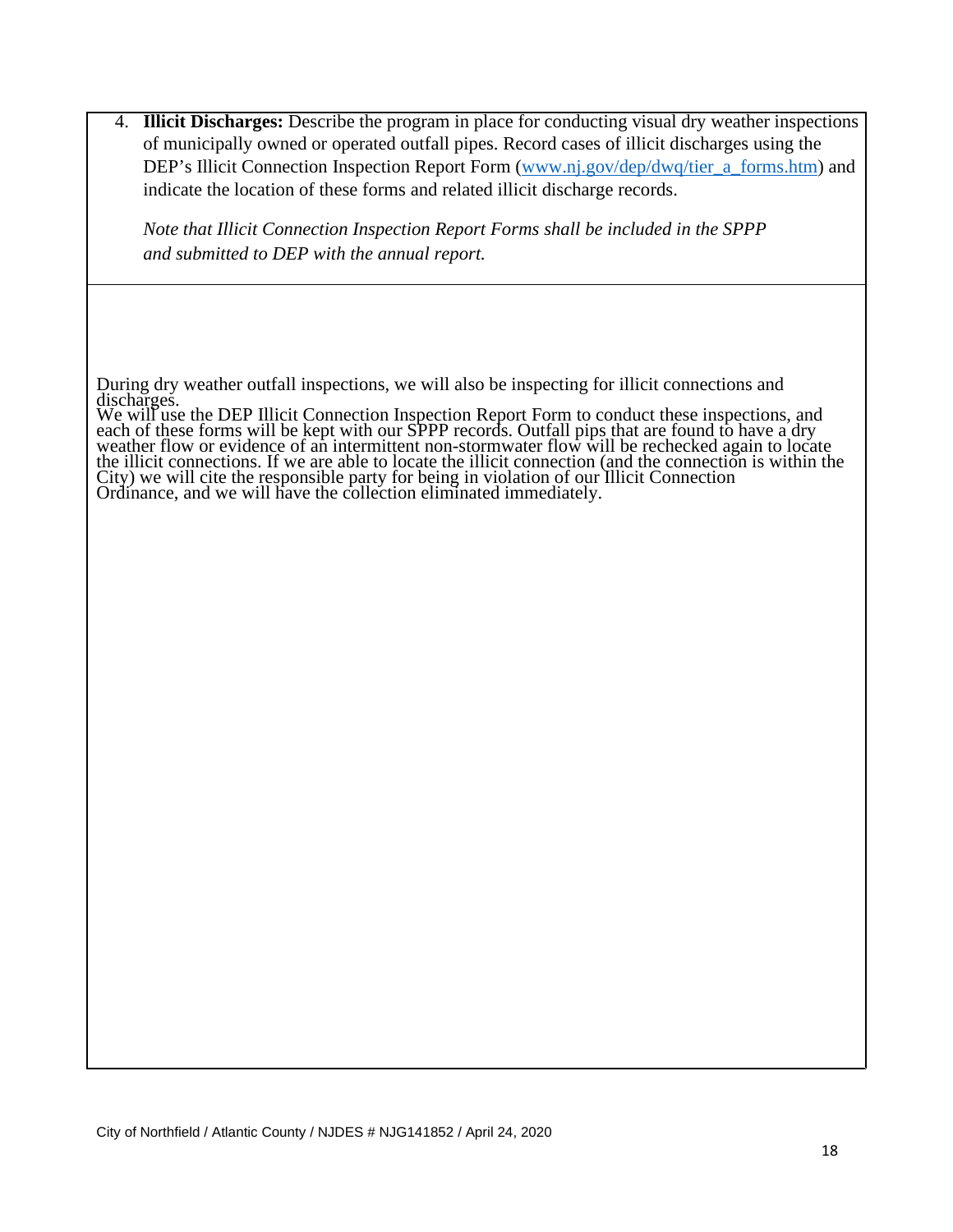4. **Illicit Discharges:** Describe the program in place for conducting visual dry weather inspections of municipally owned or operated outfall pipes. Record cases of illicit discharges using the DEP's Illicit Connection Inspection Report Form (www.nj.gov/dep/dwq/tier_a_forms.htm) and indicate the location of these forms and related illicit discharge records.

   *Note that Illicit Connection Inspection Report Forms shall be included in the SPPP and submitted to DEP with the annual report.*

During dry weather outfall inspections, we will also be inspecting for illicit connections and discharges.
We will use the DEP Illicit Connection Inspection Report Form to conduct these inspections, and each of these forms will be kept with our SPPP records. Outfall pips that are found to have a dry weather flow or evidence of an intermittent non-stormwater flow will be rechecked again to locate the illicit connections. If we are able to locate the illicit connection (and the connection is within the City) we will cite the responsible party for being in violation of our Illicit Connection Ordinance, and we will have the collection eliminated immediately.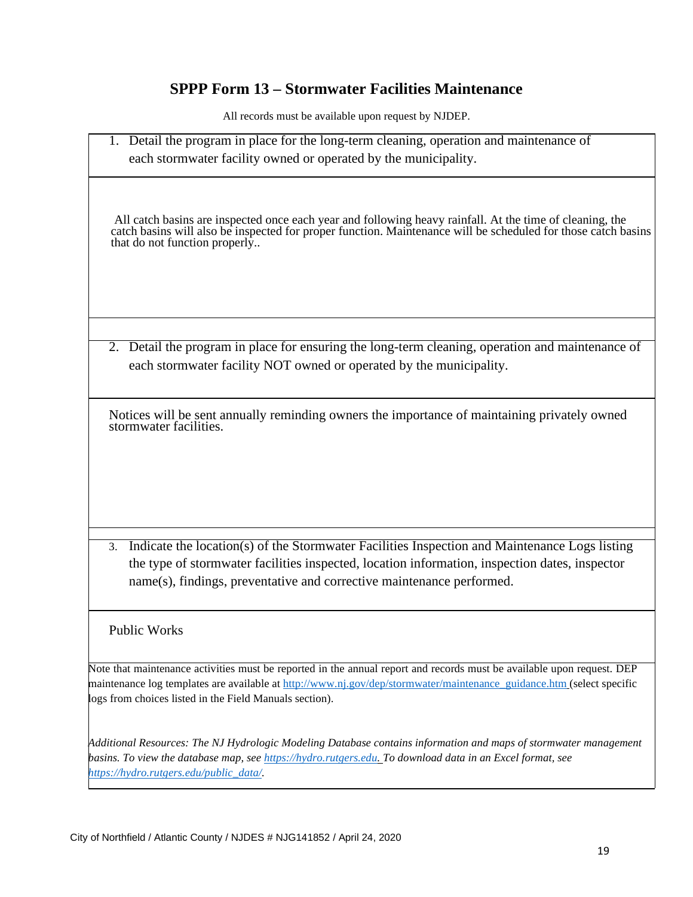# SPPP Form 13 – Stormwater Facilities Maintenance

All records must be available upon request by NJDEP.

1. Detail the program in place for the long-term cleaning, operation and maintenance of each stormwater facility owned or operated by the municipality.

All catch basins are inspected once each year and following heavy rainfall. At the time of cleaning, the catch basins will also be inspected for proper function. Maintenance will be scheduled for those catch basins that do not function properly..

2. Detail the program in place for ensuring the long-term cleaning, operation and maintenance of each stormwater facility NOT owned or operated by the municipality.

Notices will be sent annually reminding owners the importance of maintaining privately owned stormwater facilities.

3. Indicate the location(s) of the Stormwater Facilities Inspection and Maintenance Logs listing the type of stormwater facilities inspected, location information, inspection dates, inspector name(s), findings, preventative and corrective maintenance performed.

Public Works

Note that maintenance activities must be reported in the annual report and records must be available upon request. DEP maintenance log templates are available at http://www.nj.gov/dep/stormwater/maintenance_guidance.htm (select specific logs from choices listed in the Field Manuals section).

*Additional Resources: The NJ Hydrologic Modeling Database contains information and maps of stormwater management basins. To view the database map, see https://hydro.rutgers.edu. To download data in an Excel format, see https://hydro.rutgers.edu/public_data/.*

City of Northfield / Atlantic County / NJDES # NJG141852 / April 24, 2020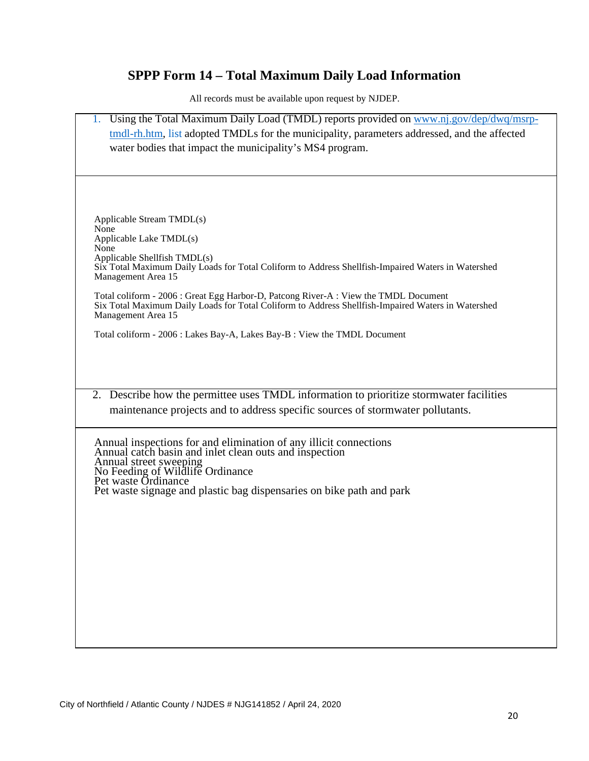## SPPP Form 14 – Total Maximum Daily Load Information

All records must be available upon request by NJDEP.

1. Using the Total Maximum Daily Load (TMDL) reports provided on www.nj.gov/dep/dwq/msrp-tmdl-rh.htm, list adopted TMDLs for the municipality, parameters addressed, and the affected water bodies that impact the municipality's MS4 program.

Applicable Stream TMDL(s)
None
Applicable Lake TMDL(s)
None
Applicable Shellfish TMDL(s)
Six Total Maximum Daily Loads for Total Coliform to Address Shellfish-Impaired Waters in Watershed Management Area 15

Total coliform - 2006 : Great Egg Harbor-D, Patcong River-A : View the TMDL Document
Six Total Maximum Daily Loads for Total Coliform to Address Shellfish-Impaired Waters in Watershed Management Area 15

Total coliform - 2006 : Lakes Bay-A, Lakes Bay-B : View the TMDL Document

2. Describe how the permittee uses TMDL information to prioritize stormwater facilities maintenance projects and to address specific sources of stormwater pollutants.

Annual inspections for and elimination of any illicit connections
Annual catch basin and inlet clean outs and inspection
Annual street sweeping
No Feeding of Wildlife Ordinance
Pet waste Ordinance
Pet waste signage and plastic bag dispensaries on bike path and park

City of Northfield / Atlantic County / NJDES # NJG141852 / April 24, 2020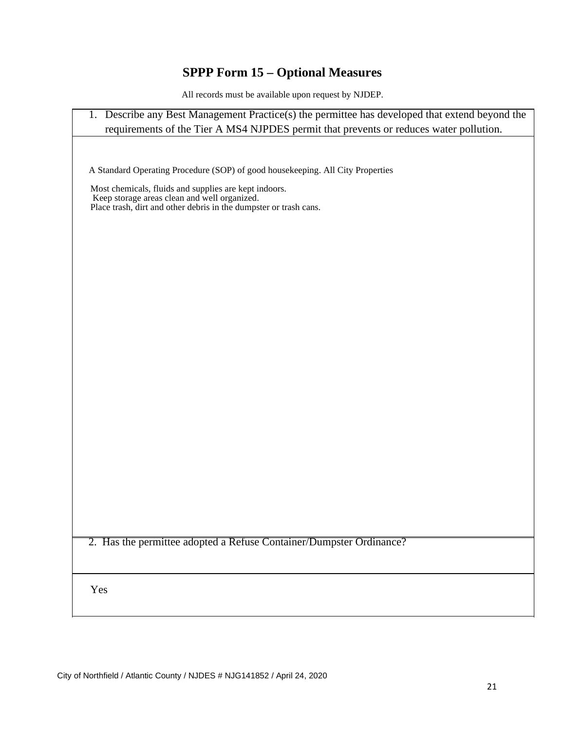# SPPP Form 15 – Optional Measures

All records must be available upon request by NJDEP.

1. Describe any Best Management Practice(s) the permittee has developed that extend beyond the requirements of the Tier A MS4 NJPDES permit that prevents or reduces water pollution.

A Standard Operating Procedure (SOP) of good housekeeping. All City Properties

Most chemicals, fluids and supplies are kept indoors.
Keep storage areas clean and well organized.
Place trash, dirt and other debris in the dumpster or trash cans.

2. Has the permittee adopted a Refuse Container/Dumpster Ordinance?

Yes